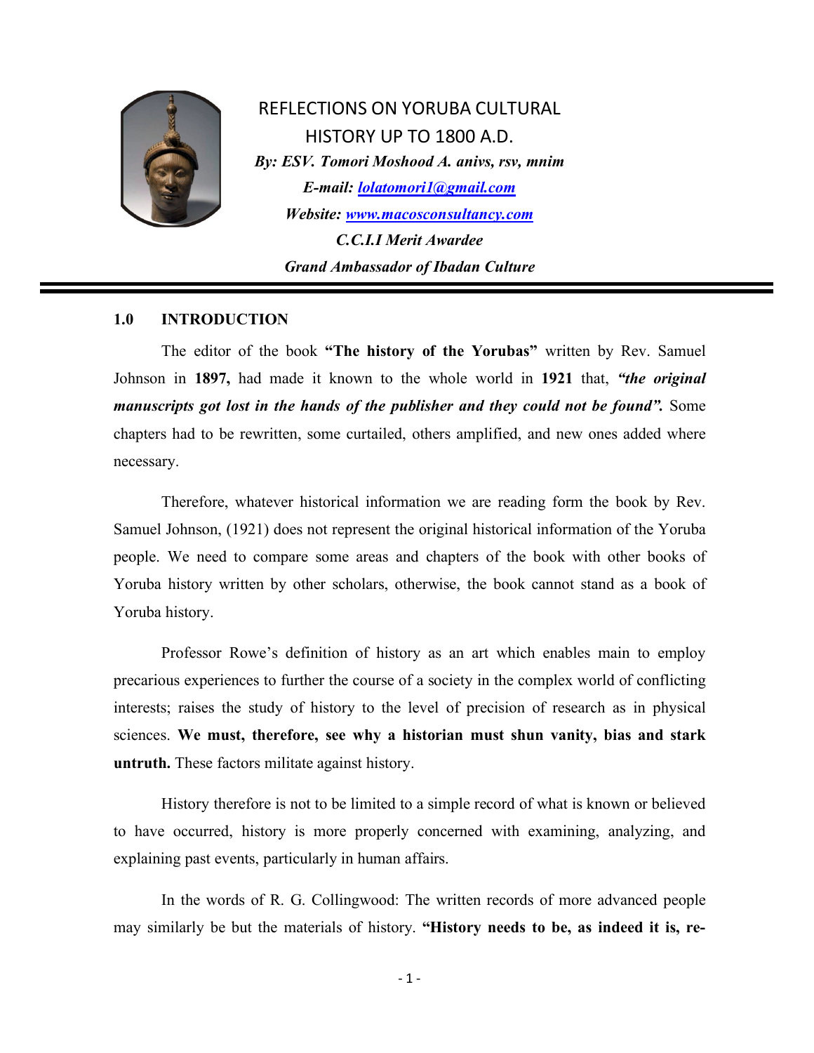# REFLECTIONS ON YORUBA CULTURAL HISTORY UP TO 1800 A.D.

***By: ESV. Tomori Moshood A. anivs, rsv, mnim***

***E-mail: lolatomori1@gmail.com***

***Website: www.macosconsultancy.com***

***C.C.I.I Merit Awardee***

***Grand Ambassador of Ibadan Culture***

## 1.0 INTRODUCTION

The editor of the book **"The history of the Yorubas"** written by Rev. Samuel Johnson in **1897,** had made it known to the whole world in **1921** that, ***"the original manuscripts got lost in the hands of the publisher and they could not be found".*** Some chapters had to be rewritten, some curtailed, others amplified, and new ones added where necessary.

Therefore, whatever historical information we are reading form the book by Rev. Samuel Johnson, (1921) does not represent the original historical information of the Yoruba people. We need to compare some areas and chapters of the book with other books of Yoruba history written by other scholars, otherwise, the book cannot stand as a book of Yoruba history.

Professor Rowe's definition of history as an art which enables main to employ precarious experiences to further the course of a society in the complex world of conflicting interests; raises the study of history to the level of precision of research as in physical sciences. **We must, therefore, see why a historian must shun vanity, bias and stark untruth.** These factors militate against history.

History therefore is not to be limited to a simple record of what is known or believed to have occurred, history is more properly concerned with examining, analyzing, and explaining past events, particularly in human affairs.

In the words of R. G. Collingwood: The written records of more advanced people may similarly be but the materials of history. **"History needs to be, as indeed it is, re-**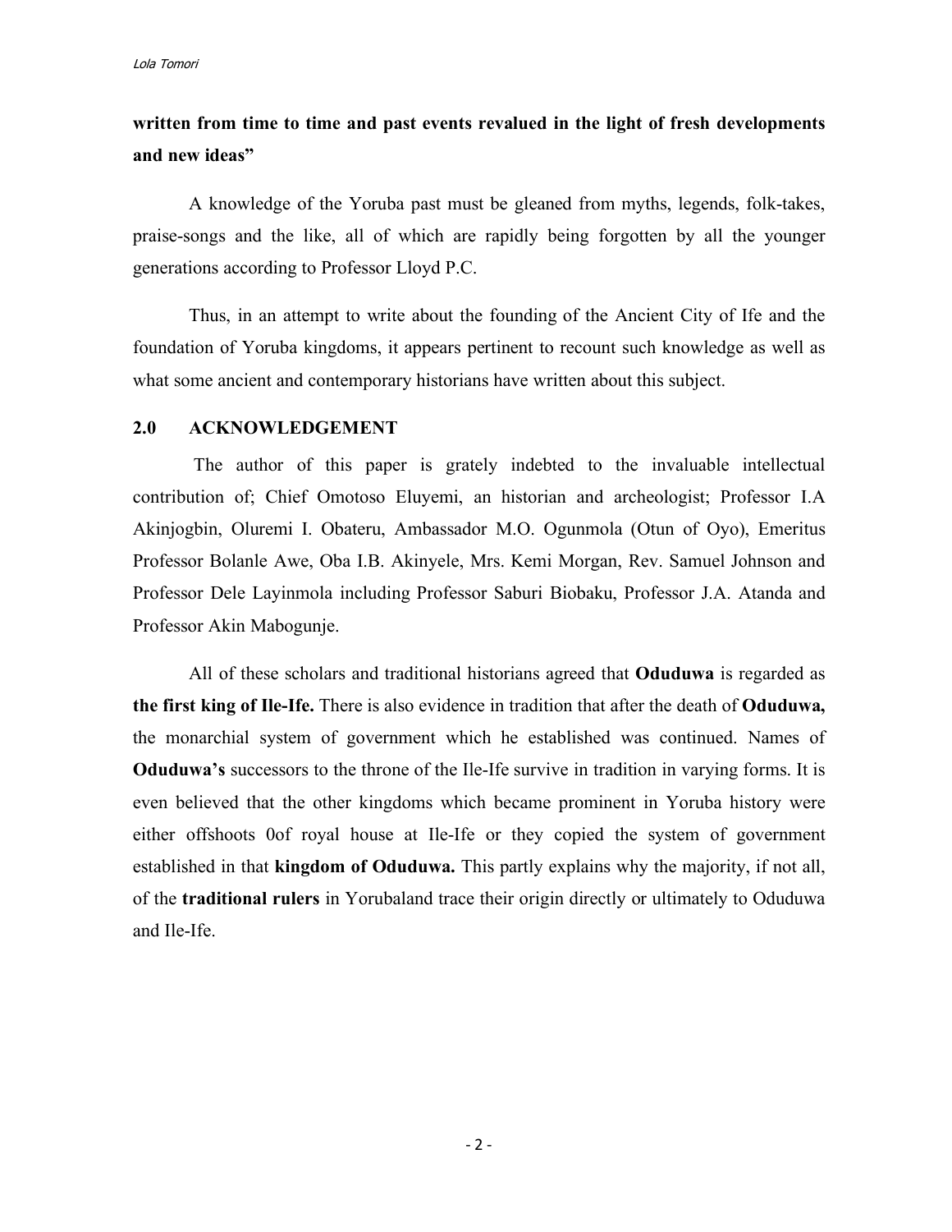**written from time to time and past events revalued in the light of fresh developments and new ideas"**

A knowledge of the Yoruba past must be gleaned from myths, legends, folk-takes, praise-songs and the like, all of which are rapidly being forgotten by all the younger generations according to Professor Lloyd P.C.

Thus, in an attempt to write about the founding of the Ancient City of Ife and the foundation of Yoruba kingdoms, it appears pertinent to recount such knowledge as well as what some ancient and contemporary historians have written about this subject.

## 2.0 ACKNOWLEDGEMENT

The author of this paper is grately indebted to the invaluable intellectual contribution of; Chief Omotoso Eluyemi, an historian and archeologist; Professor I.A Akinjogbin, Oluremi I. Obateru, Ambassador M.O. Ogunmola (Otun of Oyo), Emeritus Professor Bolanle Awe, Oba I.B. Akinyele, Mrs. Kemi Morgan, Rev. Samuel Johnson and Professor Dele Layinmola including Professor Saburi Biobaku, Professor J.A. Atanda and Professor Akin Mabogunje.

All of these scholars and traditional historians agreed that **Oduduwa** is regarded as **the first king of Ile-Ife.** There is also evidence in tradition that after the death of **Oduduwa,** the monarchial system of government which he established was continued. Names of **Oduduwa's** successors to the throne of the Ile-Ife survive in tradition in varying forms. It is even believed that the other kingdoms which became prominent in Yoruba history were either offshoots 0of royal house at Ile-Ife or they copied the system of government established in that **kingdom of Oduduwa.** This partly explains why the majority, if not all, of the **traditional rulers** in Yorubaland trace their origin directly or ultimately to Oduduwa and Ile-Ife.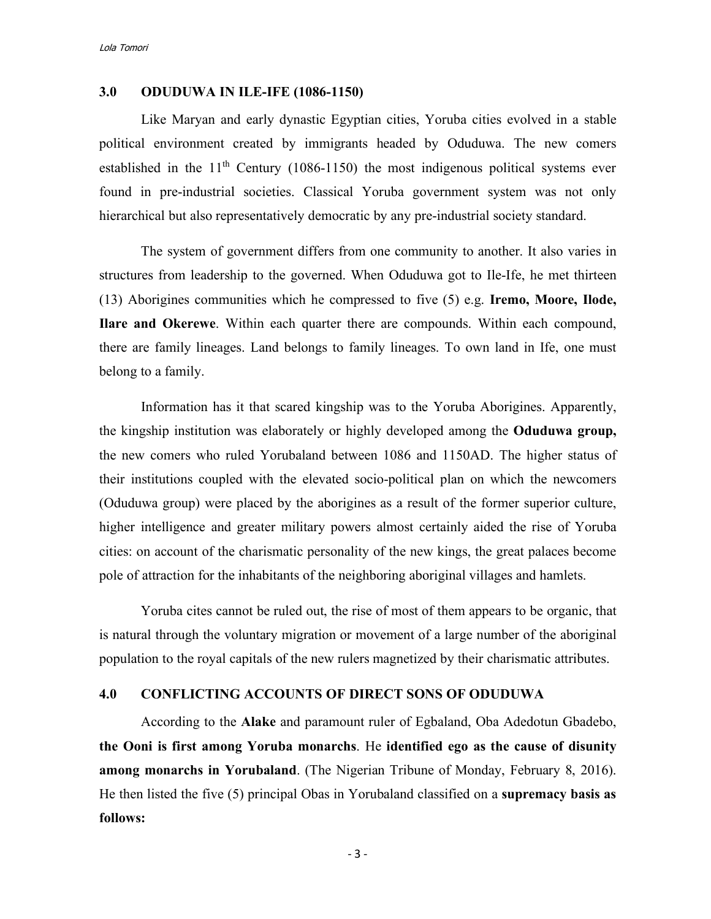## 3.0 ODUDUWA IN ILE-IFE (1086-1150)

Like Maryan and early dynastic Egyptian cities, Yoruba cities evolved in a stable political environment created by immigrants headed by Oduduwa. The new comers established in the 11$^{th}$ Century (1086-1150) the most indigenous political systems ever found in pre-industrial societies. Classical Yoruba government system was not only hierarchical but also representatively democratic by any pre-industrial society standard.

The system of government differs from one community to another. It also varies in structures from leadership to the governed. When Oduduwa got to Ile-Ife, he met thirteen (13) Aborigines communities which he compressed to five (5) e.g. **Iremo, Moore, Ilode, Ilare and Okerewe**. Within each quarter there are compounds. Within each compound, there are family lineages. Land belongs to family lineages. To own land in Ife, one must belong to a family.

Information has it that scared kingship was to the Yoruba Aborigines. Apparently, the kingship institution was elaborately or highly developed among the **Oduduwa group,** the new comers who ruled Yorubaland between 1086 and 1150AD. The higher status of their institutions coupled with the elevated socio-political plan on which the newcomers (Oduduwa group) were placed by the aborigines as a result of the former superior culture, higher intelligence and greater military powers almost certainly aided the rise of Yoruba cities: on account of the charismatic personality of the new kings, the great palaces become pole of attraction for the inhabitants of the neighboring aboriginal villages and hamlets.

Yoruba cites cannot be ruled out, the rise of most of them appears to be organic, that is natural through the voluntary migration or movement of a large number of the aboriginal population to the royal capitals of the new rulers magnetized by their charismatic attributes.

## 4.0 CONFLICTING ACCOUNTS OF DIRECT SONS OF ODUDUWA

According to the **Alake** and paramount ruler of Egbaland, Oba Adedotun Gbadebo, **the Ooni is first among Yoruba monarchs**. He **identified ego as the cause of disunity among monarchs in Yorubaland**. (The Nigerian Tribune of Monday, February 8, 2016). He then listed the five (5) principal Obas in Yorubaland classified on a **supremacy basis as follows:**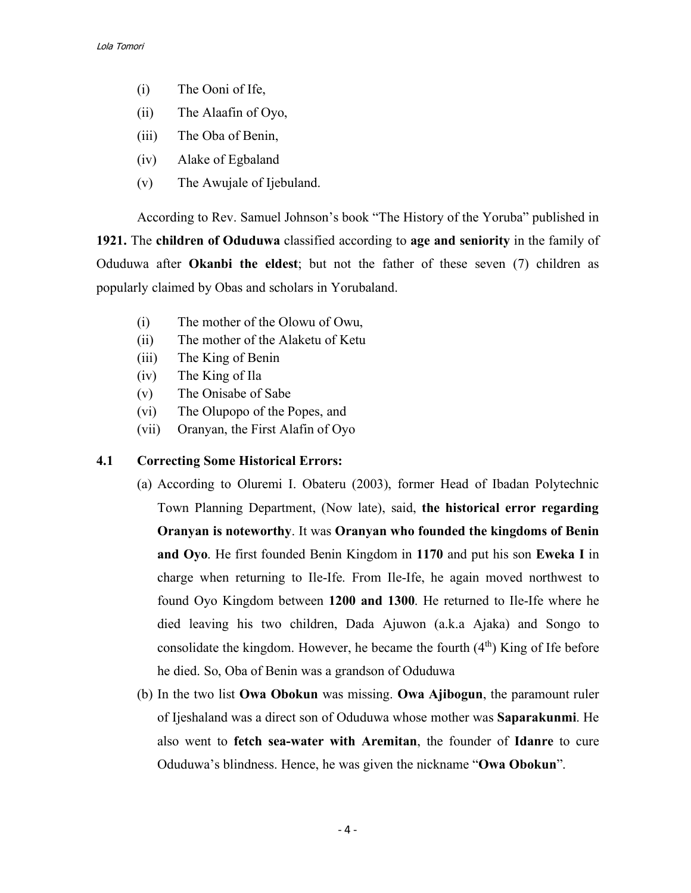(i) The Ooni of Ife,

(ii) The Alaafin of Oyo,

(iii) The Oba of Benin,

(iv) Alake of Egbaland

(v) The Awujale of Ijebuland.

According to Rev. Samuel Johnson's book "The History of the Yoruba" published in **1921.** The **children of Oduduwa** classified according to **age and seniority** in the family of Oduduwa after **Okanbi the eldest**; but not the father of these seven (7) children as popularly claimed by Obas and scholars in Yorubaland.

(i) The mother of the Olowu of Owu,

(ii) The mother of the Alaketu of Ketu

(iii) The King of Benin

(iv) The King of Ila

(v) The Onisabe of Sabe

(vi) The Olupopo of the Popes, and

(vii) Oranyan, the First Alafin of Oyo

### 4.1 Correcting Some Historical Errors:

(a) According to Oluremi I. Obateru (2003), former Head of Ibadan Polytechnic Town Planning Department, (Now late), said, **the historical error regarding Oranyan is noteworthy**. It was **Oranyan who founded the kingdoms of Benin and Oyo**. He first founded Benin Kingdom in **1170** and put his son **Eweka I** in charge when returning to Ile-Ife. From Ile-Ife, he again moved northwest to found Oyo Kingdom between **1200 and 1300**. He returned to Ile-Ife where he died leaving his two children, Dada Ajuwon (a.k.a Ajaka) and Songo to consolidate the kingdom. However, he became the fourth (4th) King of Ife before he died. So, Oba of Benin was a grandson of Oduduwa

(b) In the two list **Owa Obokun** was missing. **Owa Ajibogun**, the paramount ruler of Ijeshaland was a direct son of Oduduwa whose mother was **Saparakunmi**. He also went to **fetch sea-water with Aremitan**, the founder of **Idanre** to cure Oduduwa's blindness. Hence, he was given the nickname "**Owa Obokun**".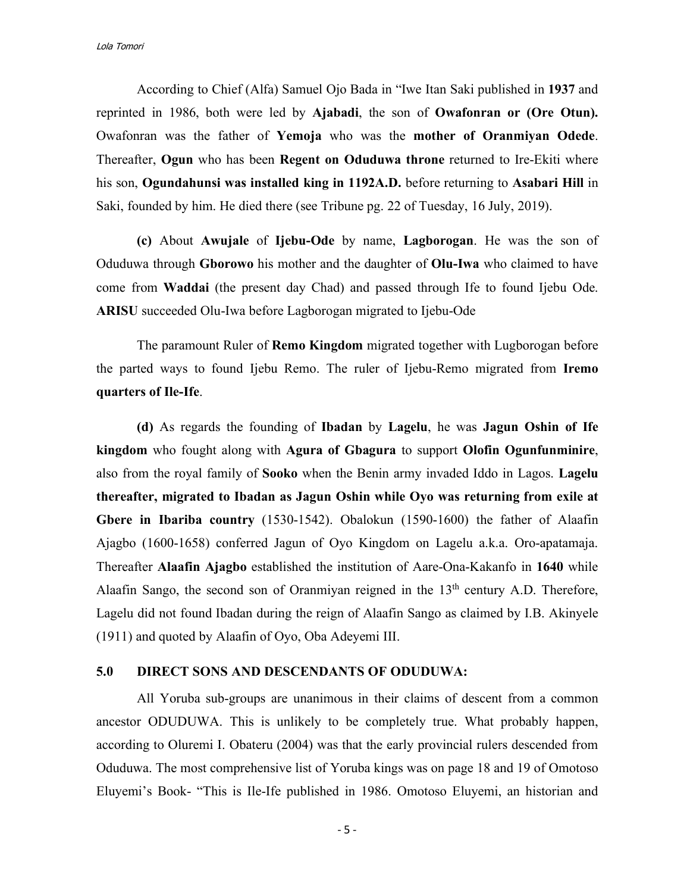According to Chief (Alfa) Samuel Ojo Bada in "Iwe Itan Saki published in **1937** and reprinted in 1986, both were led by **Ajabadi**, the son of **Owafonran or (Ore Otun).** Owafonran was the father of **Yemoja** who was the **mother of Oranmiyan Odede**. Thereafter, **Ogun** who has been **Regent on Oduduwa throne** returned to Ire-Ekiti where his son, **Ogundahunsi was installed king in 1192A.D.** before returning to **Asabari Hill** in Saki, founded by him. He died there (see Tribune pg. 22 of Tuesday, 16 July, 2019).

**(c)** About **Awujale** of **Ijebu-Ode** by name, **Lagborogan**. He was the son of Oduduwa through **Gborowo** his mother and the daughter of **Olu-Iwa** who claimed to have come from **Waddai** (the present day Chad) and passed through Ife to found Ijebu Ode. **ARISU** succeeded Olu-Iwa before Lagborogan migrated to Ijebu-Ode

The paramount Ruler of **Remo Kingdom** migrated together with Lugborogan before the parted ways to found Ijebu Remo. The ruler of Ijebu-Remo migrated from **Iremo quarters of Ile-Ife**.

**(d)** As regards the founding of **Ibadan** by **Lagelu**, he was **Jagun Oshin of Ife kingdom** who fought along with **Agura of Gbagura** to support **Olofin Ogunfunminire**, also from the royal family of **Sooko** when the Benin army invaded Iddo in Lagos. **Lagelu thereafter, migrated to Ibadan as Jagun Oshin while Oyo was returning from exile at Gbere in Ibariba country** (1530-1542). Obalokun (1590-1600) the father of Alaafin Ajagbo (1600-1658) conferred Jagun of Oyo Kingdom on Lagelu a.k.a. Oro-apatamaja. Thereafter **Alaafin Ajagbo** established the institution of Aare-Ona-Kakanfo in **1640** while Alaafin Sango, the second son of Oranmiyan reigned in the 13th century A.D. Therefore, Lagelu did not found Ibadan during the reign of Alaafin Sango as claimed by I.B. Akinyele (1911) and quoted by Alaafin of Oyo, Oba Adeyemi III.

## 5.0 DIRECT SONS AND DESCENDANTS OF ODUDUWA:

All Yoruba sub-groups are unanimous in their claims of descent from a common ancestor ODUDUWA. This is unlikely to be completely true. What probably happen, according to Oluremi I. Obateru (2004) was that the early provincial rulers descended from Oduduwa. The most comprehensive list of Yoruba kings was on page 18 and 19 of Omotoso Eluyemi's Book- "This is Ile-Ife published in 1986. Omotoso Eluyemi, an historian and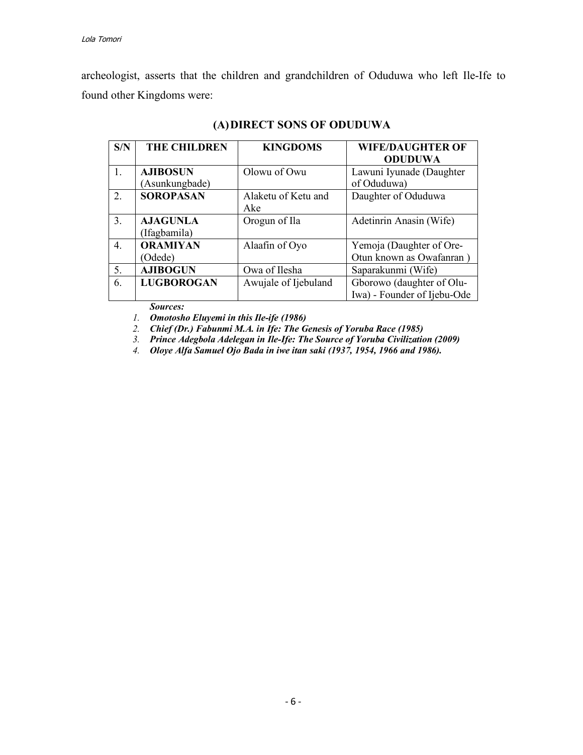archeologist, asserts that the children and grandchildren of Oduduwa who left Ile-Ife to found other Kingdoms were:

## (A) DIRECT SONS OF ODUDUWA

| S/N | THE CHILDREN | KINGDOMS | WIFE/DAUGHTER OF ODUDUWA |
|---|---|---|---|
| 1. | **AJIBOSUN** (Asunkungbade) | Olowu of Owu | Lawuni Iyunade (Daughter of Oduduwa) |
| 2. | **SOROPASAN** | Alaketu of Ketu and Ake | Daughter of Oduduwa |
| 3. | **AJAGUNLA** (Ifagbamila) | Orogun of Ila | Adetinrin Anasin (Wife) |
| 4. | **ORAMIYAN** (Odede) | Alaafin of Oyo | Yemoja (Daughter of Ore-Otun known as Owafanran ) |
| 5. | **AJIBOGUN** | Owa of Ilesha | Saparakunmi (Wife) |
| 6. | **LUGBOROGAN** | Awujale of Ijebuland | Gborowo (daughter of Olu-Iwa) - Founder of Ijebu-Ode |

***Sources:***

1. ***Omotosho Eluyemi in this Ile-ife (1986)***
2. ***Chief (Dr.) Fabunmi M.A. in Ife: The Genesis of Yoruba Race (1985)***
3. ***Prince Adegbola Adelegan in Ile-Ife: The Source of Yoruba Civilization (2009)***
4. ***Oloye Alfa Samuel Ojo Bada in iwe itan saki (1937, 1954, 1966 and 1986).***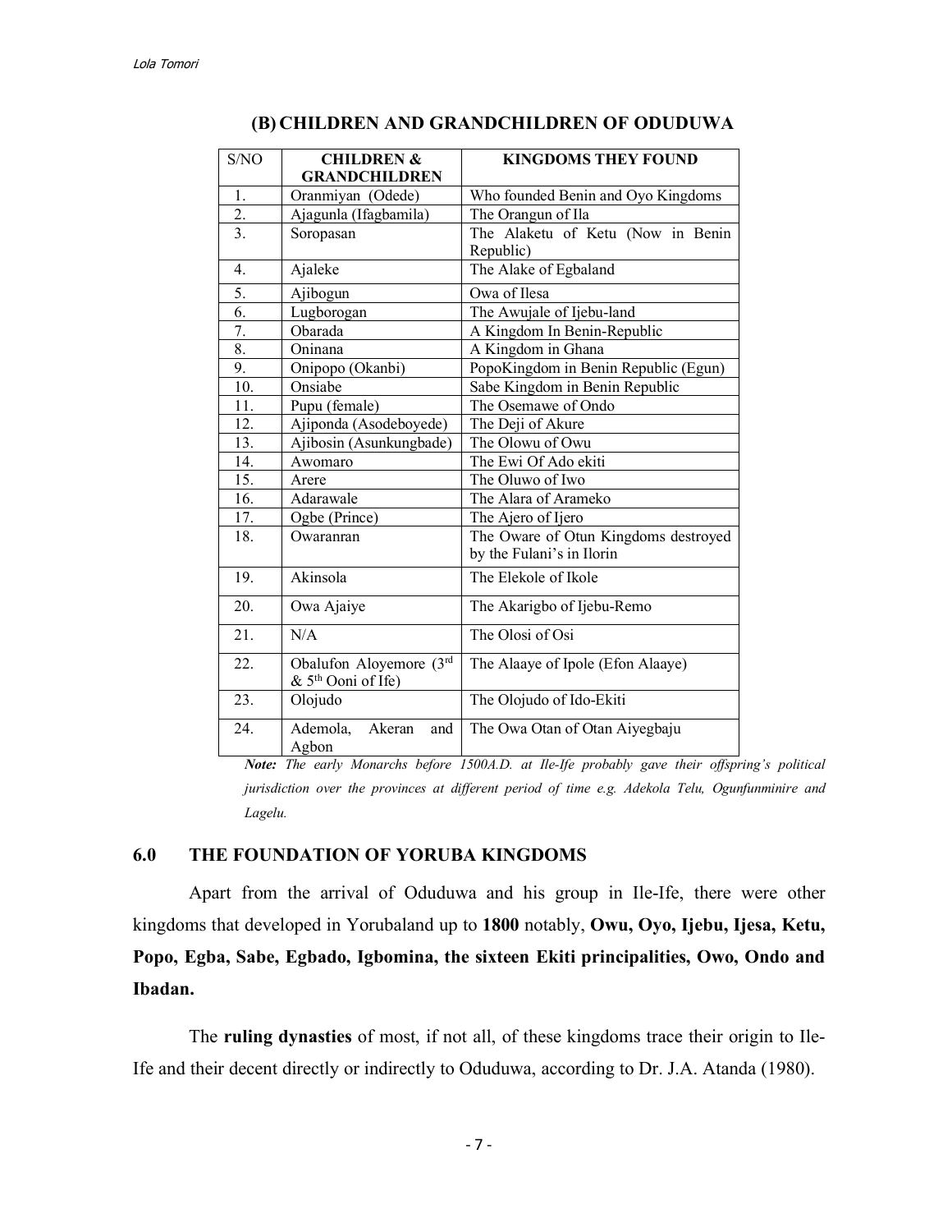## (B) CHILDREN AND GRANDCHILDREN OF ODUDUWA

| S/NO | CHILDREN & GRANDCHILDREN | KINGDOMS THEY FOUND |
|---|---|---|
| 1. | Oranmiyan (Odede) | Who founded Benin and Oyo Kingdoms |
| 2. | Ajagunla (Ifagbamila) | The Orangun of Ila |
| 3. | Soropasan | The Alaketu of Ketu (Now in Benin Republic) |
| 4. | Ajaleke | The Alake of Egbaland |
| 5. | Ajibogun | Owa of Ilesa |
| 6. | Lugborogan | The Awujale of Ijebu-land |
| 7. | Obarada | A Kingdom In Benin-Republic |
| 8. | Oninana | A Kingdom in Ghana |
| 9. | Onipopo (Okanbi) | PopoKingdom in Benin Republic (Egun) |
| 10. | Onsiabe | Sabe Kingdom in Benin Republic |
| 11. | Pupu (female) | The Osemawe of Ondo |
| 12. | Ajiponda (Asodeboyede) | The Deji of Akure |
| 13. | Ajibosin (Asunkungbade) | The Olowu of Owu |
| 14. | Awomaro | The Ewi Of Ado ekiti |
| 15. | Arere | The Oluwo of Iwo |
| 16. | Adarawale | The Alara of Arameko |
| 17. | Ogbe (Prince) | The Ajero of Ijero |
| 18. | Owaranran | The Oware of Otun Kingdoms destroyed by the Fulani's in Ilorin |
| 19. | Akinsola | The Elekole of Ikole |
| 20. | Owa Ajaiye | The Akarigbo of Ijebu-Remo |
| 21. | N/A | The Olosi of Osi |
| 22. | Obalufon Aloyemore (3rd & 5th Ooni of Ife) | The Alaaye of Ipole (Efon Alaaye) |
| 23. | Olojudo | The Olojudo of Ido-Ekiti |
| 24. | Ademola, Akeran and Agbon | The Owa Otan of Otan Aiyegbaju |

***Note:*** *The early Monarchs before 1500A.D. at Ile-Ife probably gave their offspring's political jurisdiction over the provinces at different period of time e.g. Adekola Telu, Ogunfunminire and Lagelu.*

## 6.0 THE FOUNDATION OF YORUBA KINGDOMS

Apart from the arrival of Oduduwa and his group in Ile-Ife, there were other kingdoms that developed in Yorubaland up to **1800** notably, **Owu, Oyo, Ijebu, Ijesa, Ketu, Popo, Egba, Sabe, Egbado, Igbomina, the sixteen Ekiti principalities, Owo, Ondo and Ibadan.**

The **ruling dynasties** of most, if not all, of these kingdoms trace their origin to Ile-Ife and their decent directly or indirectly to Oduduwa, according to Dr. J.A. Atanda (1980).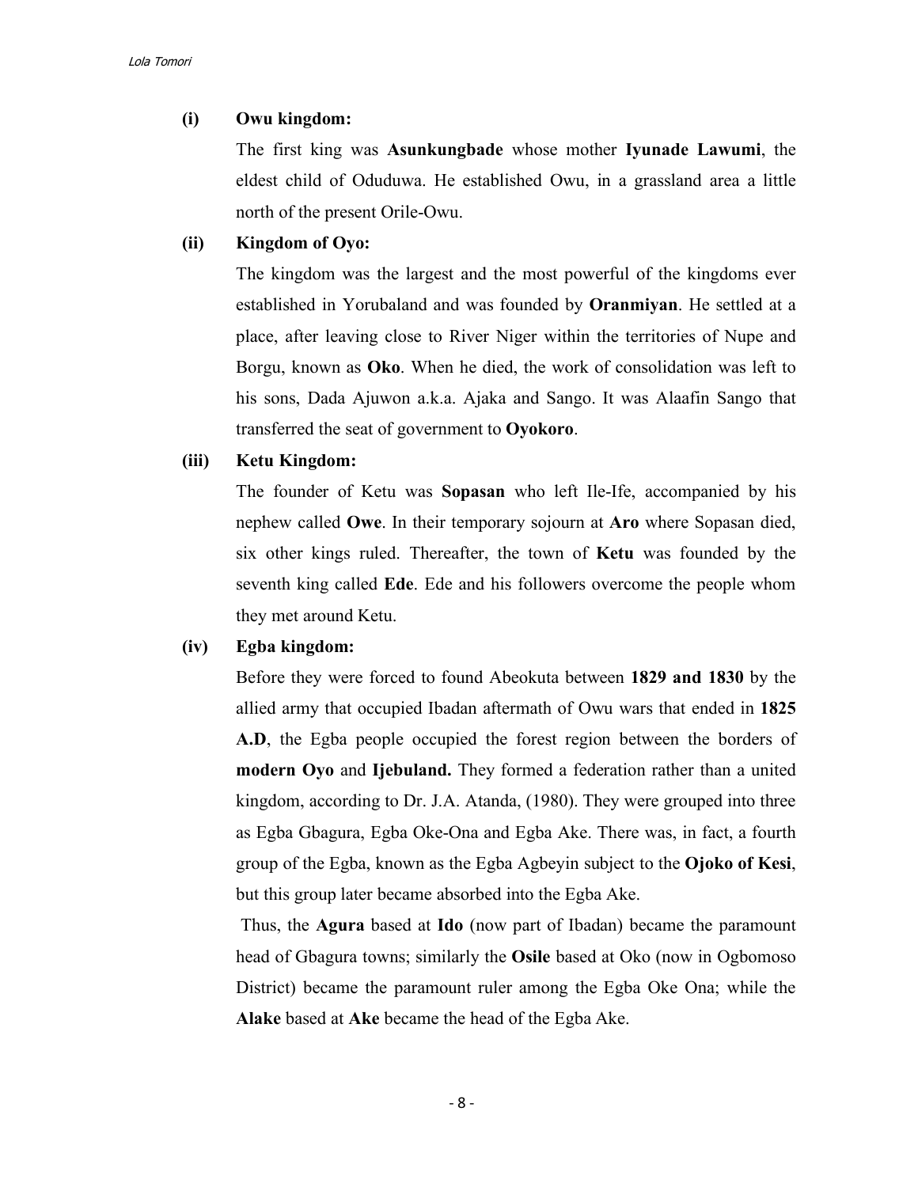**(i) Owu kingdom:**

The first king was **Asunkungbade** whose mother **Iyunade Lawumi**, the eldest child of Oduduwa. He established Owu, in a grassland area a little north of the present Orile-Owu.

**(ii) Kingdom of Oyo:**

The kingdom was the largest and the most powerful of the kingdoms ever established in Yorubaland and was founded by **Oranmiyan**. He settled at a place, after leaving close to River Niger within the territories of Nupe and Borgu, known as **Oko**. When he died, the work of consolidation was left to his sons, Dada Ajuwon a.k.a. Ajaka and Sango. It was Alaafin Sango that transferred the seat of government to **Oyokoro**.

**(iii) Ketu Kingdom:**

The founder of Ketu was **Sopasan** who left Ile-Ife, accompanied by his nephew called **Owe**. In their temporary sojourn at **Aro** where Sopasan died, six other kings ruled. Thereafter, the town of **Ketu** was founded by the seventh king called **Ede**. Ede and his followers overcome the people whom they met around Ketu.

**(iv) Egba kingdom:**

Before they were forced to found Abeokuta between **1829 and 1830** by the allied army that occupied Ibadan aftermath of Owu wars that ended in **1825 A.D**, the Egba people occupied the forest region between the borders of **modern Oyo** and **Ijebuland.** They formed a federation rather than a united kingdom, according to Dr. J.A. Atanda, (1980). They were grouped into three as Egba Gbagura, Egba Oke-Ona and Egba Ake. There was, in fact, a fourth group of the Egba, known as the Egba Agbeyin subject to the **Ojoko of Kesi**, but this group later became absorbed into the Egba Ake.

Thus, the **Agura** based at **Ido** (now part of Ibadan) became the paramount head of Gbagura towns; similarly the **Osile** based at Oko (now in Ogbomoso District) became the paramount ruler among the Egba Oke Ona; while the **Alake** based at **Ake** became the head of the Egba Ake.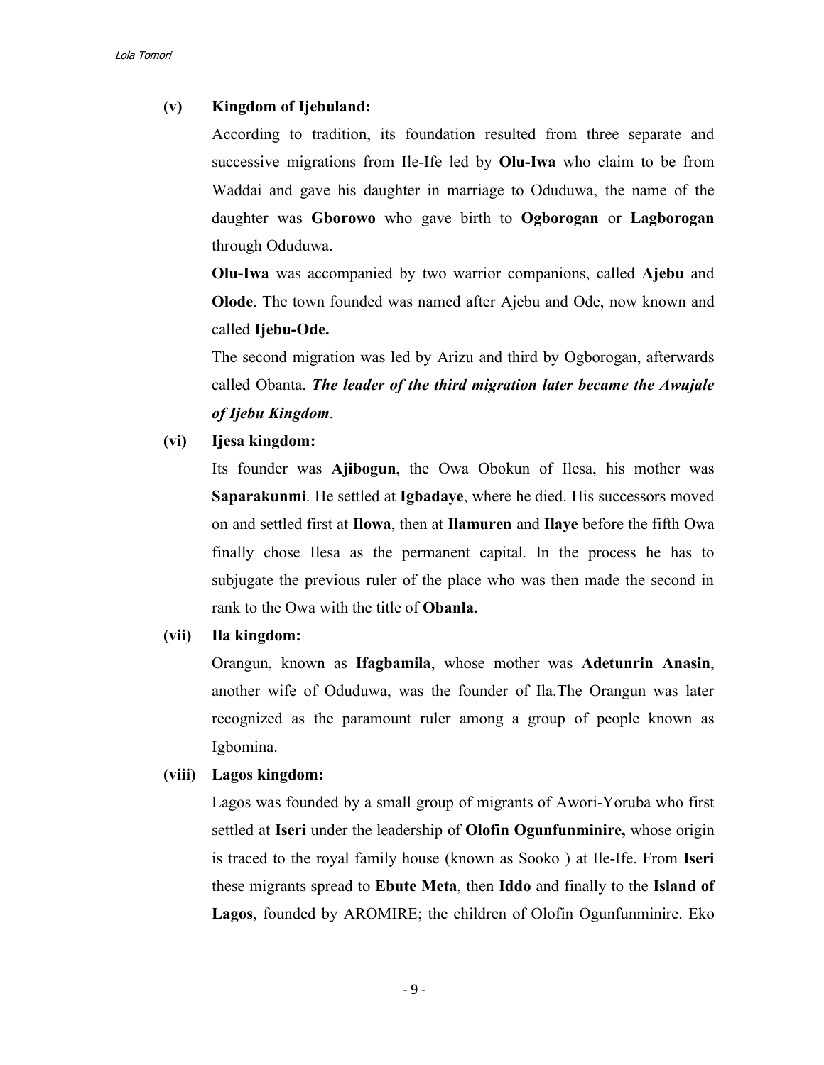**(v) Kingdom of Ijebuland:**

According to tradition, its foundation resulted from three separate and successive migrations from Ile-Ife led by **Olu-Iwa** who claim to be from Waddai and gave his daughter in marriage to Oduduwa, the name of the daughter was **Gborowo** who gave birth to **Ogborogan** or **Lagborogan** through Oduduwa.

**Olu-Iwa** was accompanied by two warrior companions, called **Ajebu** and **Olode**. The town founded was named after Ajebu and Ode, now known and called **Ijebu-Ode.**

The second migration was led by Arizu and third by Ogborogan, afterwards called Obanta. ***The leader of the third migration later became the Awujale of Ijebu Kingdom***.

**(vi) Ijesa kingdom:**

Its founder was **Ajibogun**, the Owa Obokun of Ilesa, his mother was **Saparakunmi**. He settled at **Igbadaye**, where he died. His successors moved on and settled first at **Ilowa**, then at **Ilamuren** and **Ilaye** before the fifth Owa finally chose Ilesa as the permanent capital. In the process he has to subjugate the previous ruler of the place who was then made the second in rank to the Owa with the title of **Obanla.**

**(vii) Ila kingdom:**

Orangun, known as **Ifagbamila**, whose mother was **Adetunrin Anasin**, another wife of Oduduwa, was the founder of Ila.The Orangun was later recognized as the paramount ruler among a group of people known as Igbomina.

**(viii) Lagos kingdom:**

Lagos was founded by a small group of migrants of Awori-Yoruba who first settled at **Iseri** under the leadership of **Olofin Ogunfunminire,** whose origin is traced to the royal family house (known as Sooko ) at Ile-Ife. From **Iseri** these migrants spread to **Ebute Meta**, then **Iddo** and finally to the **Island of Lagos**, founded by AROMIRE; the children of Olofin Ogunfunminire. Eko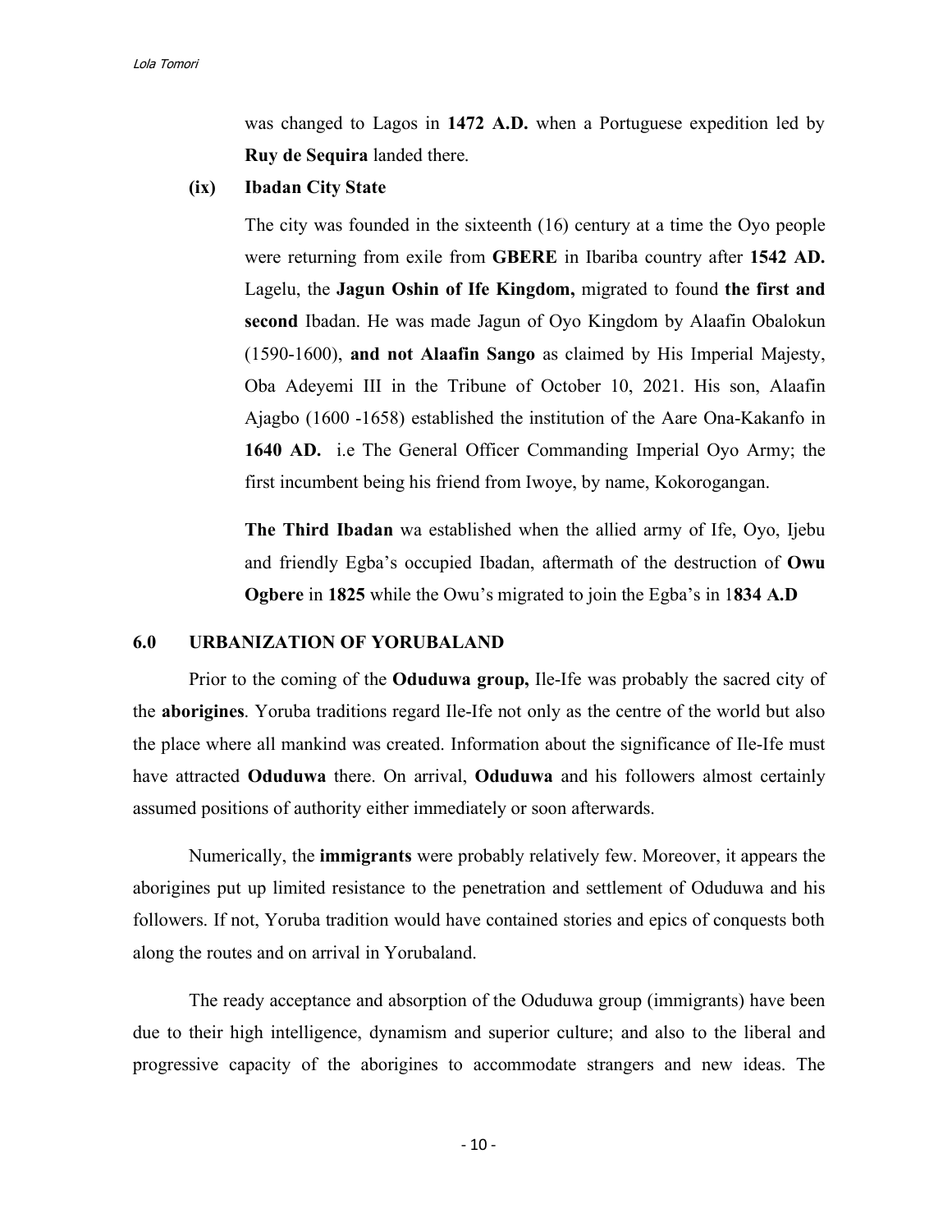was changed to Lagos in **1472 A.D.** when a Portuguese expedition led by **Ruy de Sequira** landed there.

**(ix) Ibadan City State**

The city was founded in the sixteenth (16) century at a time the Oyo people were returning from exile from **GBERE** in Ibariba country after **1542 AD.** Lagelu, the **Jagun Oshin of Ife Kingdom,** migrated to found **the first and second** Ibadan. He was made Jagun of Oyo Kingdom by Alaafin Obalokun (1590-1600), **and not Alaafin Sango** as claimed by His Imperial Majesty, Oba Adeyemi III in the Tribune of October 10, 2021. His son, Alaafin Ajagbo (1600 -1658) established the institution of the Aare Ona-Kakanfo in **1640 AD.** i.e The General Officer Commanding Imperial Oyo Army; the first incumbent being his friend from Iwoye, by name, Kokorogangan.

**The Third Ibadan** wa established when the allied army of Ife, Oyo, Ijebu and friendly Egba's occupied Ibadan, aftermath of the destruction of **Owu Ogbere** in **1825** while the Owu's migrated to join the Egba's in 1**834 A.D**

## 6.0 URBANIZATION OF YORUBALAND

Prior to the coming of the **Oduduwa group,** Ile-Ife was probably the sacred city of the **aborigines**. Yoruba traditions regard Ile-Ife not only as the centre of the world but also the place where all mankind was created. Information about the significance of Ile-Ife must have attracted **Oduduwa** there. On arrival, **Oduduwa** and his followers almost certainly assumed positions of authority either immediately or soon afterwards.

Numerically, the **immigrants** were probably relatively few. Moreover, it appears the aborigines put up limited resistance to the penetration and settlement of Oduduwa and his followers. If not, Yoruba tradition would have contained stories and epics of conquests both along the routes and on arrival in Yorubaland.

The ready acceptance and absorption of the Oduduwa group (immigrants) have been due to their high intelligence, dynamism and superior culture; and also to the liberal and progressive capacity of the aborigines to accommodate strangers and new ideas. The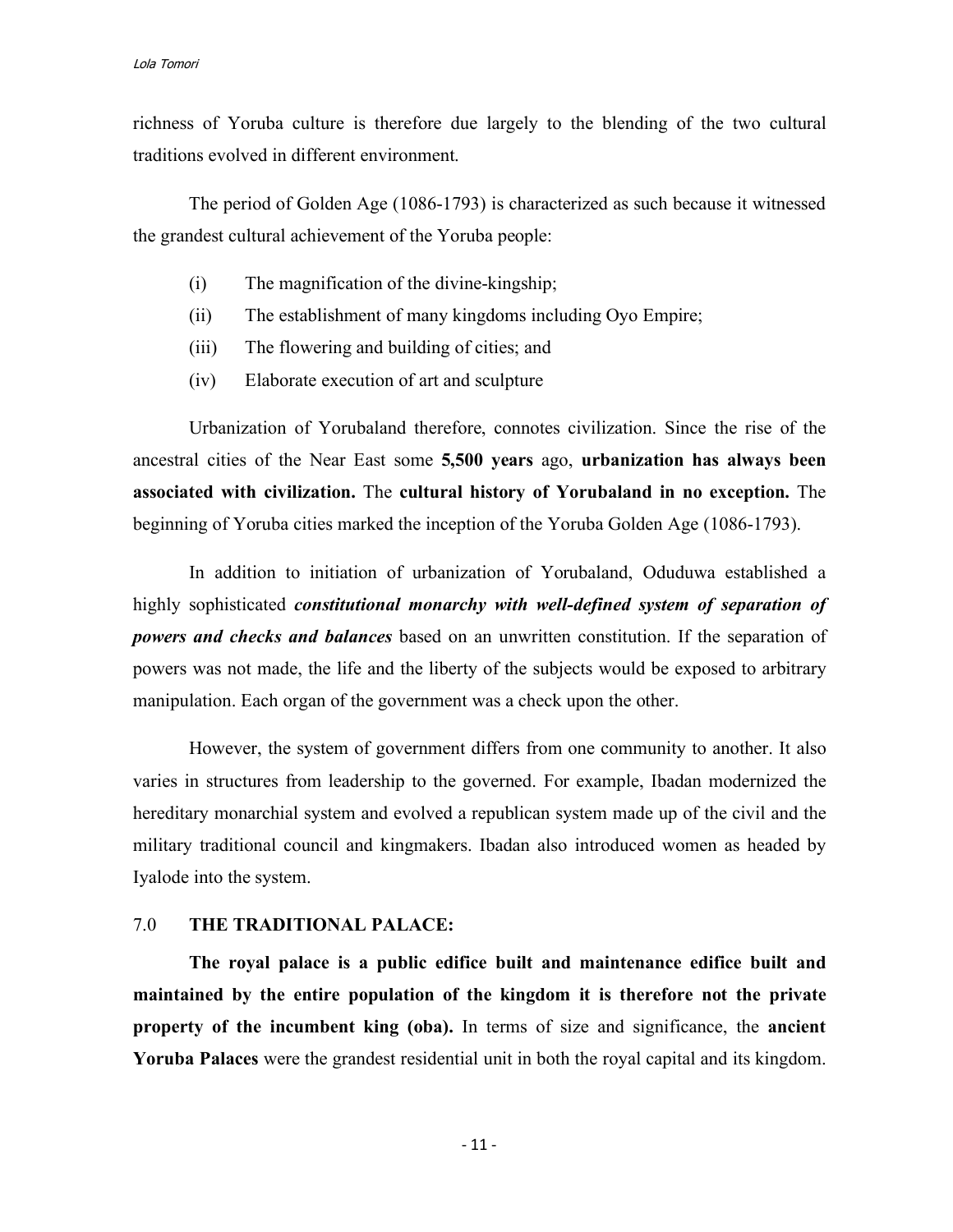richness of Yoruba culture is therefore due largely to the blending of the two cultural traditions evolved in different environment.

The period of Golden Age (1086-1793) is characterized as such because it witnessed the grandest cultural achievement of the Yoruba people:

(i) The magnification of the divine-kingship;

(ii) The establishment of many kingdoms including Oyo Empire;

(iii) The flowering and building of cities; and

(iv) Elaborate execution of art and sculpture

Urbanization of Yorubaland therefore, connotes civilization. Since the rise of the ancestral cities of the Near East some **5,500 years** ago, **urbanization has always been associated with civilization.** The **cultural history of Yorubaland in no exception.** The beginning of Yoruba cities marked the inception of the Yoruba Golden Age (1086-1793).

In addition to initiation of urbanization of Yorubaland, Oduduwa established a highly sophisticated ***constitutional monarchy with well-defined system of separation of powers and checks and balances*** based on an unwritten constitution. If the separation of powers was not made, the life and the liberty of the subjects would be exposed to arbitrary manipulation. Each organ of the government was a check upon the other.

However, the system of government differs from one community to another. It also varies in structures from leadership to the governed. For example, Ibadan modernized the hereditary monarchial system and evolved a republican system made up of the civil and the military traditional council and kingmakers. Ibadan also introduced women as headed by Iyalode into the system.

## 7.0 THE TRADITIONAL PALACE:

**The royal palace is a public edifice built and maintenance edifice built and maintained by the entire population of the kingdom it is therefore not the private property of the incumbent king (oba).** In terms of size and significance, the **ancient Yoruba Palaces** were the grandest residential unit in both the royal capital and its kingdom.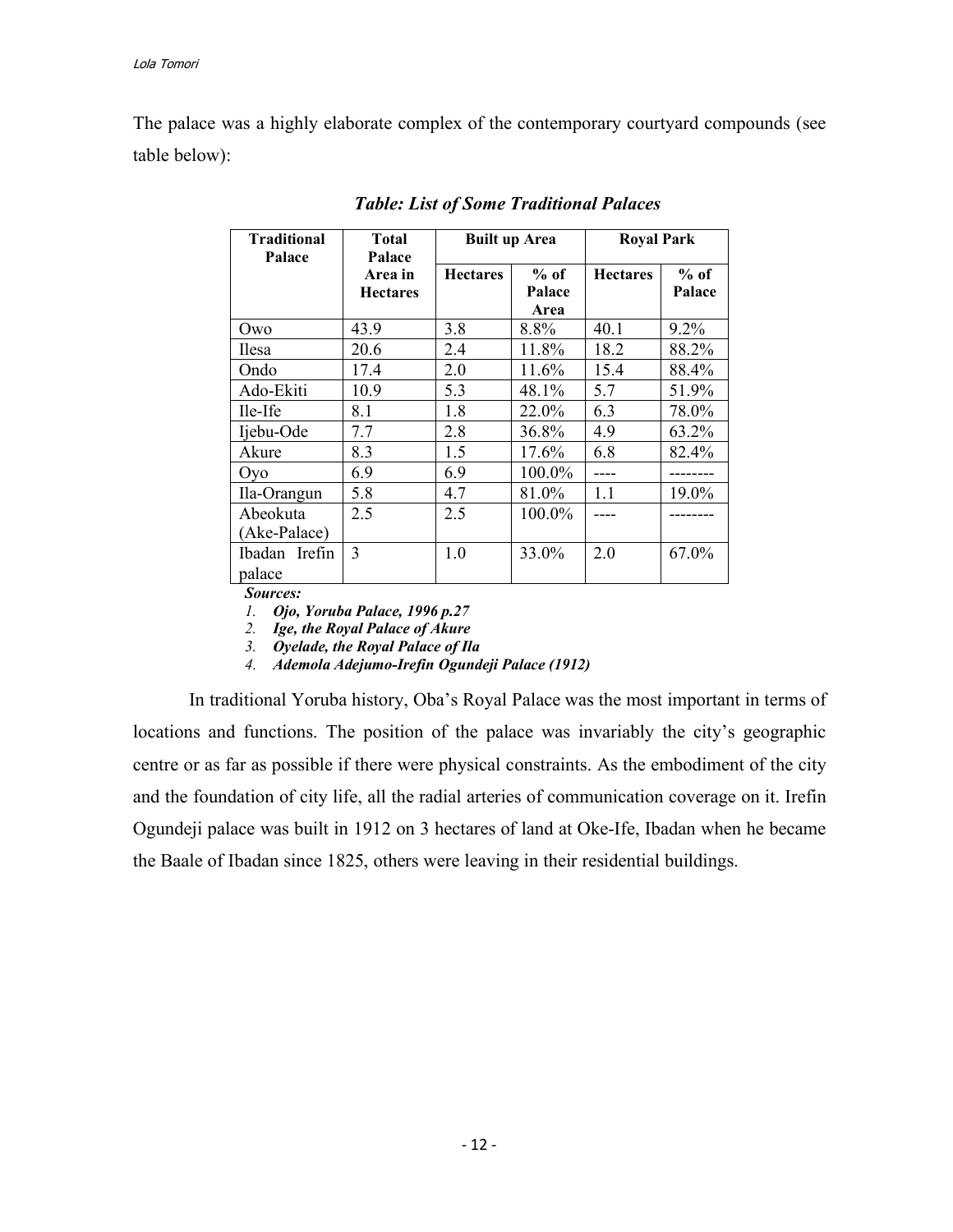The palace was a highly elaborate complex of the contemporary courtyard compounds (see table below):

***Table: List of Some Traditional Palaces***

| **Traditional Palace** | **Total Palace Area in Hectares** | **Built up Area** | | **Royal Park** | |
|---|---|---|---|---|---|
| | | **Hectares** | **% of Palace Area** | **Hectares** | **% of Palace** |
| Owo | 43.9 | 3.8 | 8.8% | 40.1 | 9.2% |
| Ilesa | 20.6 | 2.4 | 11.8% | 18.2 | 88.2% |
| Ondo | 17.4 | 2.0 | 11.6% | 15.4 | 88.4% |
| Ado-Ekiti | 10.9 | 5.3 | 48.1% | 5.7 | 51.9% |
| Ile-Ife | 8.1 | 1.8 | 22.0% | 6.3 | 78.0% |
| Ijebu-Ode | 7.7 | 2.8 | 36.8% | 4.9 | 63.2% |
| Akure | 8.3 | 1.5 | 17.6% | 6.8 | 82.4% |
| Oyo | 6.9 | 6.9 | 100.0% | ---- | -------- |
| Ila-Orangun | 5.8 | 4.7 | 81.0% | 1.1 | 19.0% |
| Abeokuta (Ake-Palace) | 2.5 | 2.5 | 100.0% | ---- | -------- |
| Ibadan Irefin palace | 3 | 1.0 | 33.0% | 2.0 | 67.0% |

***Sources:***

1. ***Ojo, Yoruba Palace, 1996 p.27***
2. ***Ige, the Royal Palace of Akure***
3. ***Oyelade, the Royal Palace of Ila***
4. ***Ademola Adejumo-Irefin Ogundeji Palace (1912)***

In traditional Yoruba history, Oba's Royal Palace was the most important in terms of locations and functions. The position of the palace was invariably the city's geographic centre or as far as possible if there were physical constraints. As the embodiment of the city and the foundation of city life, all the radial arteries of communication coverage on it. Irefin Ogundeji palace was built in 1912 on 3 hectares of land at Oke-Ife, Ibadan when he became the Baale of Ibadan since 1825, others were leaving in their residential buildings.